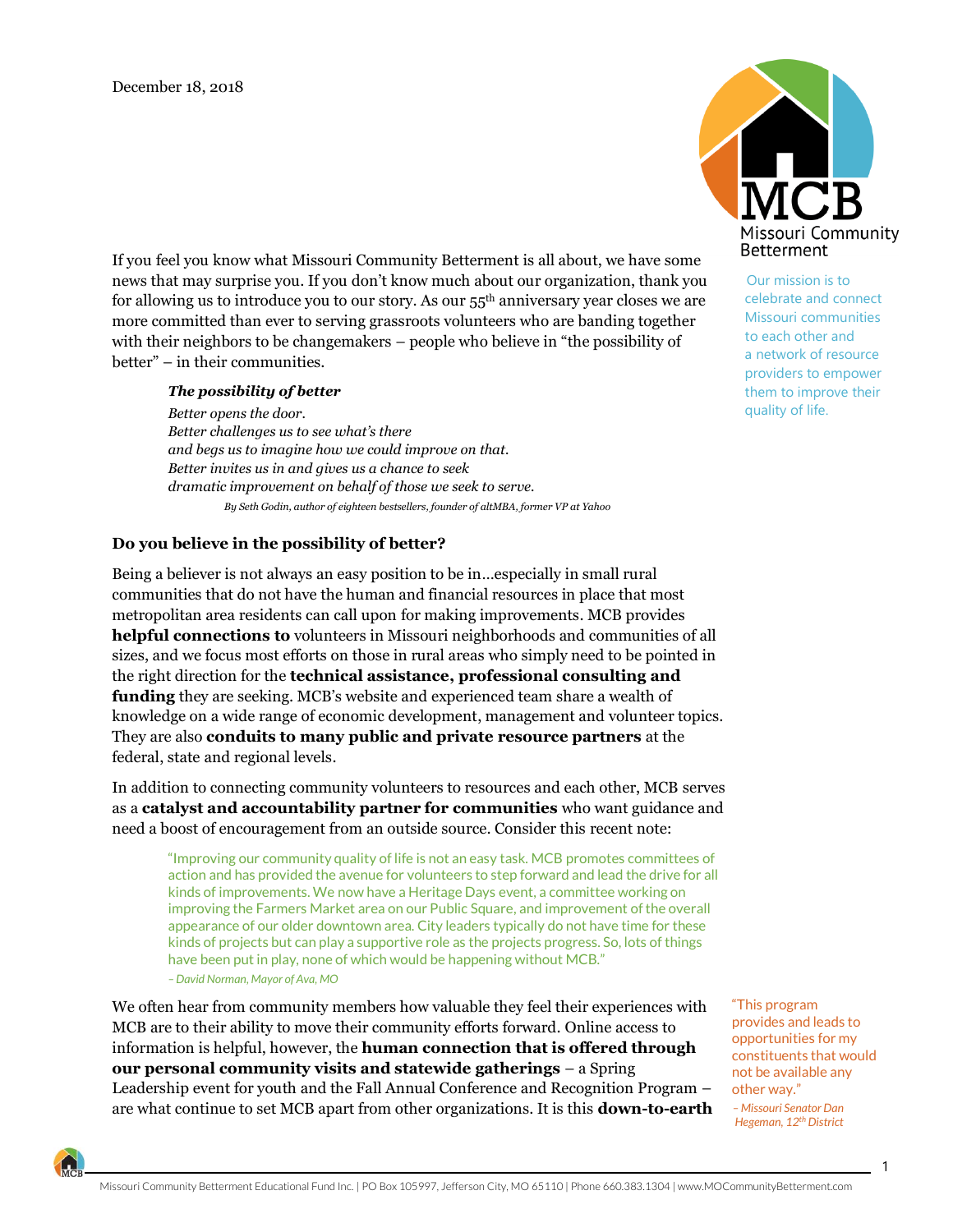December 18, 2018

Missouri Community Betterment

Our mission is to celebrate and connect Missouri communities to each other and a network of resource providers to empower them to improve their quality of life.

If you feel you know what Missouri Community Betterment is all about, we have some news that may surprise you. If you don't know much about our organization, thank you for allowing us to introduce you to our story. As our 55th anniversary year closes we are more committed than ever to serving grassroots volunteers who are banding together with their neighbors to be changemakers – people who believe in "the possibility of better" – in their communities.

> ***The possibility of better***
> *Better opens the door.*
> *Better challenges us to see what's there*
> *and begs us to imagine how we could improve on that.*
> *Better invites us in and gives us a chance to seek*
> *dramatic improvement on behalf of those we seek to serve.*
> *By Seth Godin, author of eighteen bestsellers, founder of altMBA, former VP at Yahoo*

**Do you believe in the possibility of better?**

Being a believer is not always an easy position to be in…especially in small rural communities that do not have the human and financial resources in place that most metropolitan area residents can call upon for making improvements. MCB provides **helpful connections to** volunteers in Missouri neighborhoods and communities of all sizes, and we focus most efforts on those in rural areas who simply need to be pointed in the right direction for the **technical assistance, professional consulting and funding** they are seeking. MCB's website and experienced team share a wealth of knowledge on a wide range of economic development, management and volunteer topics. They are also **conduits to many public and private resource partners** at the federal, state and regional levels.

In addition to connecting community volunteers to resources and each other, MCB serves as a **catalyst and accountability partner for communities** who want guidance and need a boost of encouragement from an outside source. Consider this recent note:

> "Improving our community quality of life is not an easy task. MCB promotes committees of action and has provided the avenue for volunteers to step forward and lead the drive for all kinds of improvements. We now have a Heritage Days event, a committee working on improving the Farmers Market area on our Public Square, and improvement of the overall appearance of our older downtown area. City leaders typically do not have time for these kinds of projects but can play a supportive role as the projects progress. So, lots of things have been put in play, none of which would be happening without MCB."
> *– David Norman, Mayor of Ava, MO*

We often hear from community members how valuable they feel their experiences with MCB are to their ability to move their community efforts forward. Online access to information is helpful, however, the **human connection that is offered through our personal community visits and statewide gatherings** – a Spring Leadership event for youth and the Fall Annual Conference and Recognition Program – are what continue to set MCB apart from other organizations. It is this **down-to-earth**

> "This program provides and leads to opportunities for my constituents that would not be available any other way."
> *– Missouri Senator Dan Hegeman, 12th District*

Missouri Community Betterment Educational Fund Inc. | PO Box 105997, Jefferson City, MO 65110 | Phone 660.383.1304 | www.MOCommunityBetterment.com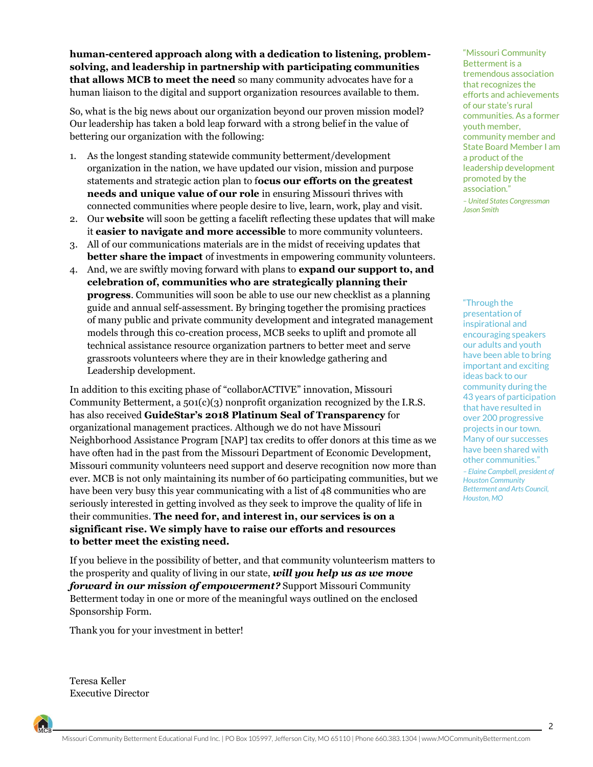**human-centered approach along with a dedication to listening, problem-solving, and leadership in partnership with participating communities that allows MCB to meet the need** so many community advocates have for a human liaison to the digital and support organization resources available to them.

So, what is the big news about our organization beyond our proven mission model? Our leadership has taken a bold leap forward with a strong belief in the value of bettering our organization with the following:

1. As the longest standing statewide community betterment/development organization in the nation, we have updated our vision, mission and purpose statements and strategic action plan to f**ocus our efforts on the greatest needs and unique value of our role** in ensuring Missouri thrives with connected communities where people desire to live, learn, work, play and visit.
2. Our **website** will soon be getting a facelift reflecting these updates that will make it **easier to navigate and more accessible** to more community volunteers.
3. All of our communications materials are in the midst of receiving updates that **better share the impact** of investments in empowering community volunteers.
4. And, we are swiftly moving forward with plans to **expand our support to, and celebration of, communities who are strategically planning their progress**. Communities will soon be able to use our new checklist as a planning guide and annual self-assessment. By bringing together the promising practices of many public and private community development and integrated management models through this co-creation process, MCB seeks to uplift and promote all technical assistance resource organization partners to better meet and serve grassroots volunteers where they are in their knowledge gathering and Leadership development.

In addition to this exciting phase of "collaborACTIVE" innovation, Missouri Community Betterment, a 501(c)(3) nonprofit organization recognized by the I.R.S. has also received **GuideStar's 2018 Platinum Seal of Transparency** for organizational management practices. Although we do not have Missouri Neighborhood Assistance Program [NAP] tax credits to offer donors at this time as we have often had in the past from the Missouri Department of Economic Development, Missouri community volunteers need support and deserve recognition now more than ever. MCB is not only maintaining its number of 60 participating communities, but we have been very busy this year communicating with a list of 48 communities who are seriously interested in getting involved as they seek to improve the quality of life in their communities. **The need for, and interest in, our services is on a significant rise. We simply have to raise our efforts and resources to better meet the existing need.**

If you believe in the possibility of better, and that community volunteerism matters to the prosperity and quality of living in our state, ***will you help us as we move forward in our mission of empowerment?*** Support Missouri Community Betterment today in one or more of the meaningful ways outlined on the enclosed Sponsorship Form.

Thank you for your investment in better!

Teresa Keller
Executive Director

"Missouri Community Betterment is a tremendous association that recognizes the efforts and achievements of our state's rural communities. As a former youth member, community member and State Board Member I am a product of the leadership development promoted by the association."

*– United States Congressman Jason Smith*

"Through the presentation of inspirational and encouraging speakers our adults and youth have been able to bring important and exciting ideas back to our community during the 43 years of participation that have resulted in over 200 progressive projects in our town. Many of our successes have been shared with other communities."

*– Elaine Campbell, president of Houston Community Betterment and Arts Council, Houston, MO*

Missouri Community Betterment Educational Fund Inc. | PO Box 105997, Jefferson City, MO 65110 | Phone 660.383.1304 | www.MOCommunityBetterment.com